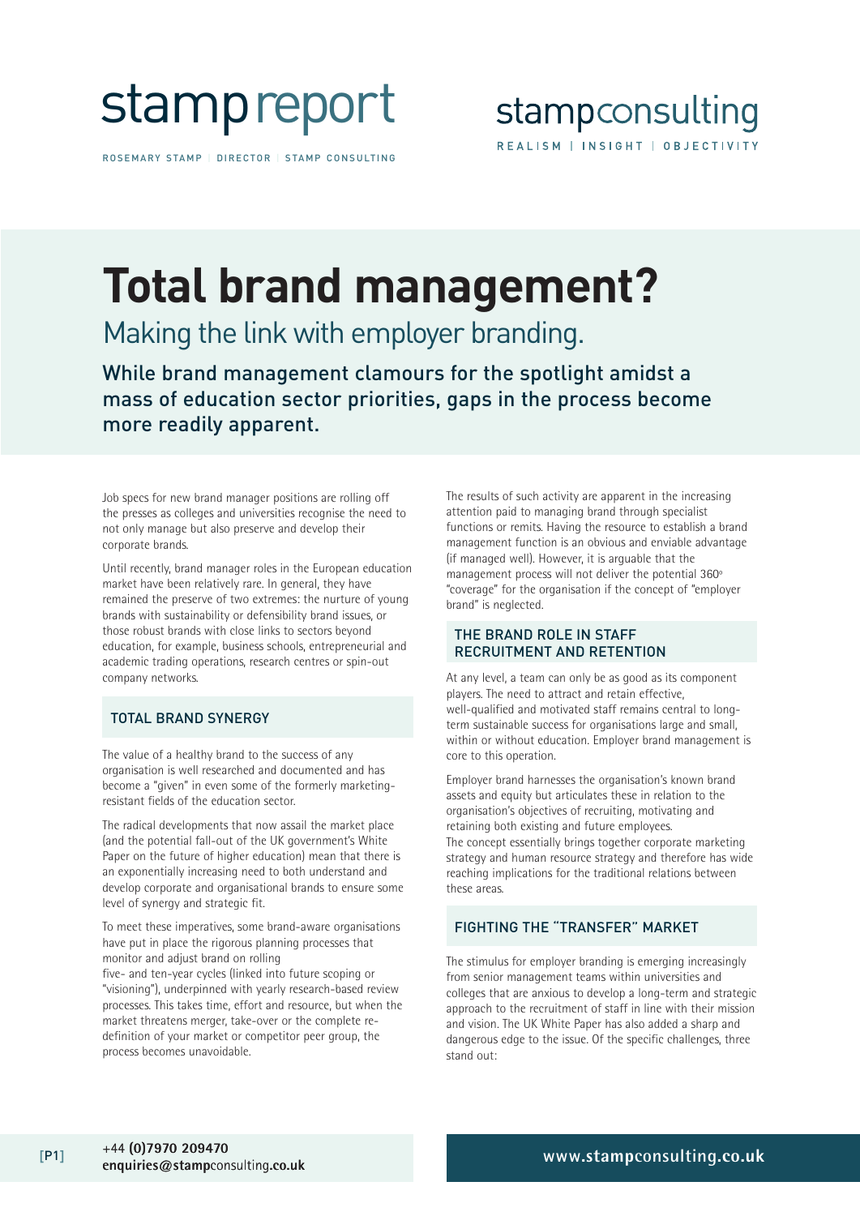stamp report

ROSEMARY STAMP | DIRECTOR | STAMP CONSULTING

stampconsulting

REALISM | INSIGHT | OBJECTIVITY

# Total brand management?

## Making the link with employer branding.

**While brand management clamours for the spotlight amidst a mass of education sector priorities, gaps in the process become more readily apparent.**

Job specs for new brand manager positions are rolling off the presses as colleges and universities recognise the need to not only manage but also preserve and develop their corporate brands.

Until recently, brand manager roles in the European education market have been relatively rare. In general, they have remained the preserve of two extremes: the nurture of young brands with sustainability or defensibility brand issues, or those robust brands with close links to sectors beyond education, for example, business schools, entrepreneurial and academic trading operations, research centres or spin-out company networks.

### TOTAL BRAND SYNERGY

The value of a healthy brand to the success of any organisation is well researched and documented and has become a "given" in even some of the formerly marketing-resistant fields of the education sector.

The radical developments that now assail the market place (and the potential fall-out of the UK government's White Paper on the future of higher education) mean that there is an exponentially increasing need to both understand and develop corporate and organisational brands to ensure some level of synergy and strategic fit.

To meet these imperatives, some brand-aware organisations have put in place the rigorous planning processes that monitor and adjust brand on rolling five- and ten-year cycles (linked into future scoping or "visioning"), underpinned with yearly research-based review processes. This takes time, effort and resource, but when the market threatens merger, take-over or the complete re-definition of your market or competitor peer group, the process becomes unavoidable.

The results of such activity are apparent in the increasing attention paid to managing brand through specialist functions or remits. Having the resource to establish a brand management function is an obvious and enviable advantage (if managed well). However, it is arguable that the management process will not deliver the potential 360° "coverage" for the organisation if the concept of "employer brand" is neglected.

### THE BRAND ROLE IN STAFF RECRUITMENT AND RETENTION

At any level, a team can only be as good as its component players. The need to attract and retain effective, well-qualified and motivated staff remains central to long-term sustainable success for organisations large and small, within or without education. Employer brand management is core to this operation.

Employer brand harnesses the organisation's known brand assets and equity but articulates these in relation to the organisation's objectives of recruiting, motivating and retaining both existing and future employees.
The concept essentially brings together corporate marketing strategy and human resource strategy and therefore has wide reaching implications for the traditional relations between these areas.

### FIGHTING THE "TRANSFER" MARKET

The stimulus for employer branding is emerging increasingly from senior management teams within universities and colleges that are anxious to develop a long-term and strategic approach to the recruitment of staff in line with their mission and vision. The UK White Paper has also added a sharp and dangerous edge to the issue. Of the specific challenges, three stand out:

+44 (0)7970 209470
enquiries@stampconsulting.co.uk

www.stampconsulting.co.uk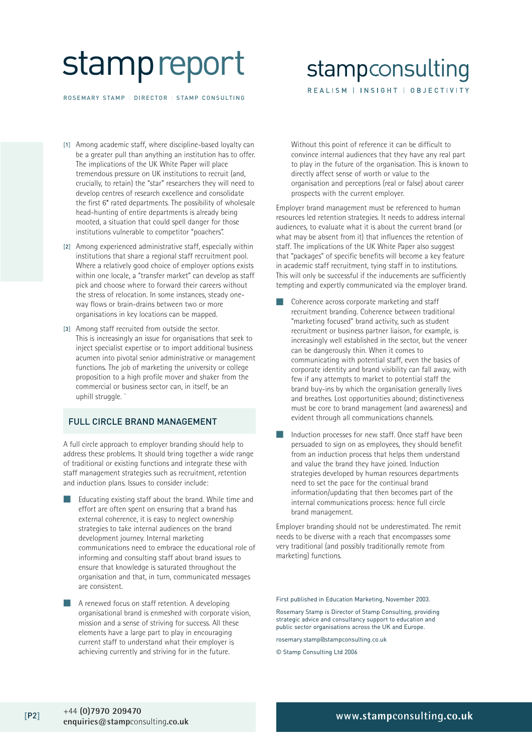[1] Among academic staff, where discipline-based loyalty can be a greater pull than anything an institution has to offer. The implications of the UK White Paper will place tremendous pressure on UK institutions to recruit (and, crucially, to retain) the "star" researchers they will need to develop centres of research excellence and consolidate the first 6* rated departments. The possibility of wholesale head-hunting of entire departments is already being mooted, a situation that could spell danger for those institutions vulnerable to competitor "poachers".

[2] Among experienced administrative staff, especially within institutions that share a regional staff recruitment pool. Where a relatively good choice of employer options exists within one locale, a "transfer market" can develop as staff pick and choose where to forward their careers without the stress of relocation. In some instances, steady one-way flows or brain-drains between two or more organisations in key locations can be mapped.

[3] Among staff recruited from outside the sector. This is increasingly an issue for organisations that seek to inject specialist expertise or to import additional business acumen into pivotal senior administrative or management functions. The job of marketing the university or college proposition to a high profile mover and shaker from the commercial or business sector can, in itself, be an uphill struggle. `

## FULL CIRCLE BRAND MANAGEMENT

A full circle approach to employer branding should help to address these problems. It should bring together a wide range of traditional or existing functions and integrate these with staff management strategies such as recruitment, retention and induction plans. Issues to consider include:

- Educating existing staff about the brand. While time and effort are often spent on ensuring that a brand has external coherence, it is easy to neglect ownership strategies to take internal audiences on the brand development journey. Internal marketing communications need to embrace the educational role of informing and consulting staff about brand issues to ensure that knowledge is saturated throughout the organisation and that, in turn, communicated messages are consistent.

- A renewed focus on staff retention. A developing organisational brand is enmeshed with corporate vision, mission and a sense of striving for success. All these elements have a large part to play in encouraging current staff to understand what their employer is achieving currently and striving for in the future.

  Without this point of reference it can be difficult to convince internal audiences that they have any real part to play in the future of the organisation. This is known to directly affect sense of worth or value to the organisation and perceptions (real or false) about career prospects with the current employer.

Employer brand management must be referenced to human resources led retention strategies. It needs to address internal audiences, to evaluate what it is about the current brand (or what may be absent from it) that influences the retention of staff. The implications of the UK White Paper also suggest that "packages" of specific benefits will become a key feature in academic staff recruitment, tying staff in to institutions. This will only be successful if the inducements are sufficiently tempting and expertly communicated via the employer brand.

- Coherence across corporate marketing and staff recruitment branding. Coherence between traditional "marketing focused" brand activity, such as student recruitment or business partner liaison, for example, is increasingly well established in the sector, but the veneer can be dangerously thin. When it comes to communicating with potential staff, even the basics of corporate identity and brand visibility can fall away, with few if any attempts to market to potential staff the brand buy-ins by which the organisation generally lives and breathes. Lost opportunities abound; distinctiveness must be core to brand management (and awareness) and evident through all communications channels.

- Induction processes for new staff. Once staff have been persuaded to sign on as employees, they should benefit from an induction process that helps them understand and value the brand they have joined. Induction strategies developed by human resources departments need to set the pace for the continual brand information/updating that then becomes part of the internal communications process: hence full circle brand management.

Employer branding should not be underestimated. The remit needs to be diverse with a reach that encompasses some very traditional (and possibly traditionally remote from marketing) functions.

First published in Education Marketing, November 2003.

Rosemary Stamp is Director of Stamp Consulting, providing strategic advice and consultancy support to education and public sector organisations across the UK and Europe.

rosemary.stamp@stampconsulting.co.uk

© Stamp Consulting Ltd 2006

+44 (0)7970 209470
enquiries@stampconsulting.co.uk

www.stampconsulting.co.uk